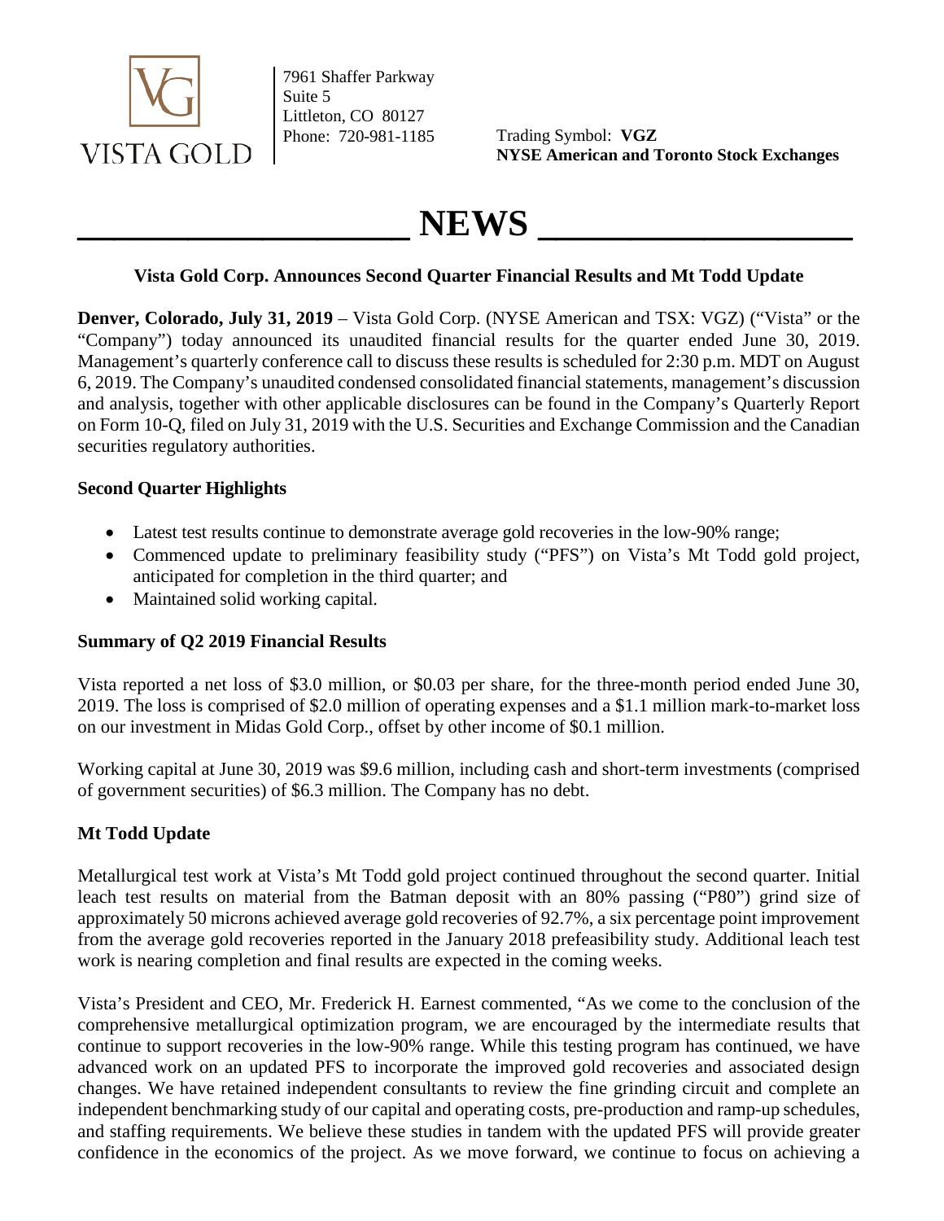VISTA GOLD

7961 Shaffer Parkway
Suite 5
Littleton, CO 80127
Phone: 720-981-1185

Trading Symbol: **VGZ**
**NYSE American and Toronto Stock Exchanges**

# NEWS

**Vista Gold Corp. Announces Second Quarter Financial Results and Mt Todd Update**

**Denver, Colorado, July 31, 2019** – Vista Gold Corp. (NYSE American and TSX: VGZ) ("Vista" or the "Company") today announced its unaudited financial results for the quarter ended June 30, 2019. Management's quarterly conference call to discuss these results is scheduled for 2:30 p.m. MDT on August 6, 2019. The Company's unaudited condensed consolidated financial statements, management's discussion and analysis, together with other applicable disclosures can be found in the Company's Quarterly Report on Form 10-Q, filed on July 31, 2019 with the U.S. Securities and Exchange Commission and the Canadian securities regulatory authorities.

**Second Quarter Highlights**

- Latest test results continue to demonstrate average gold recoveries in the low-90% range;
- Commenced update to preliminary feasibility study ("PFS") on Vista's Mt Todd gold project, anticipated for completion in the third quarter; and
- Maintained solid working capital.

**Summary of Q2 2019 Financial Results**

Vista reported a net loss of $3.0 million, or $0.03 per share, for the three-month period ended June 30, 2019. The loss is comprised of $2.0 million of operating expenses and a $1.1 million mark-to-market loss on our investment in Midas Gold Corp., offset by other income of $0.1 million.

Working capital at June 30, 2019 was $9.6 million, including cash and short-term investments (comprised of government securities) of $6.3 million. The Company has no debt.

**Mt Todd Update**

Metallurgical test work at Vista's Mt Todd gold project continued throughout the second quarter. Initial leach test results on material from the Batman deposit with an 80% passing ("P80") grind size of approximately 50 microns achieved average gold recoveries of 92.7%, a six percentage point improvement from the average gold recoveries reported in the January 2018 prefeasibility study. Additional leach test work is nearing completion and final results are expected in the coming weeks.

Vista's President and CEO, Mr. Frederick H. Earnest commented, "As we come to the conclusion of the comprehensive metallurgical optimization program, we are encouraged by the intermediate results that continue to support recoveries in the low-90% range. While this testing program has continued, we have advanced work on an updated PFS to incorporate the improved gold recoveries and associated design changes. We have retained independent consultants to review the fine grinding circuit and complete an independent benchmarking study of our capital and operating costs, pre-production and ramp-up schedules, and staffing requirements. We believe these studies in tandem with the updated PFS will provide greater confidence in the economics of the project. As we move forward, we continue to focus on achieving a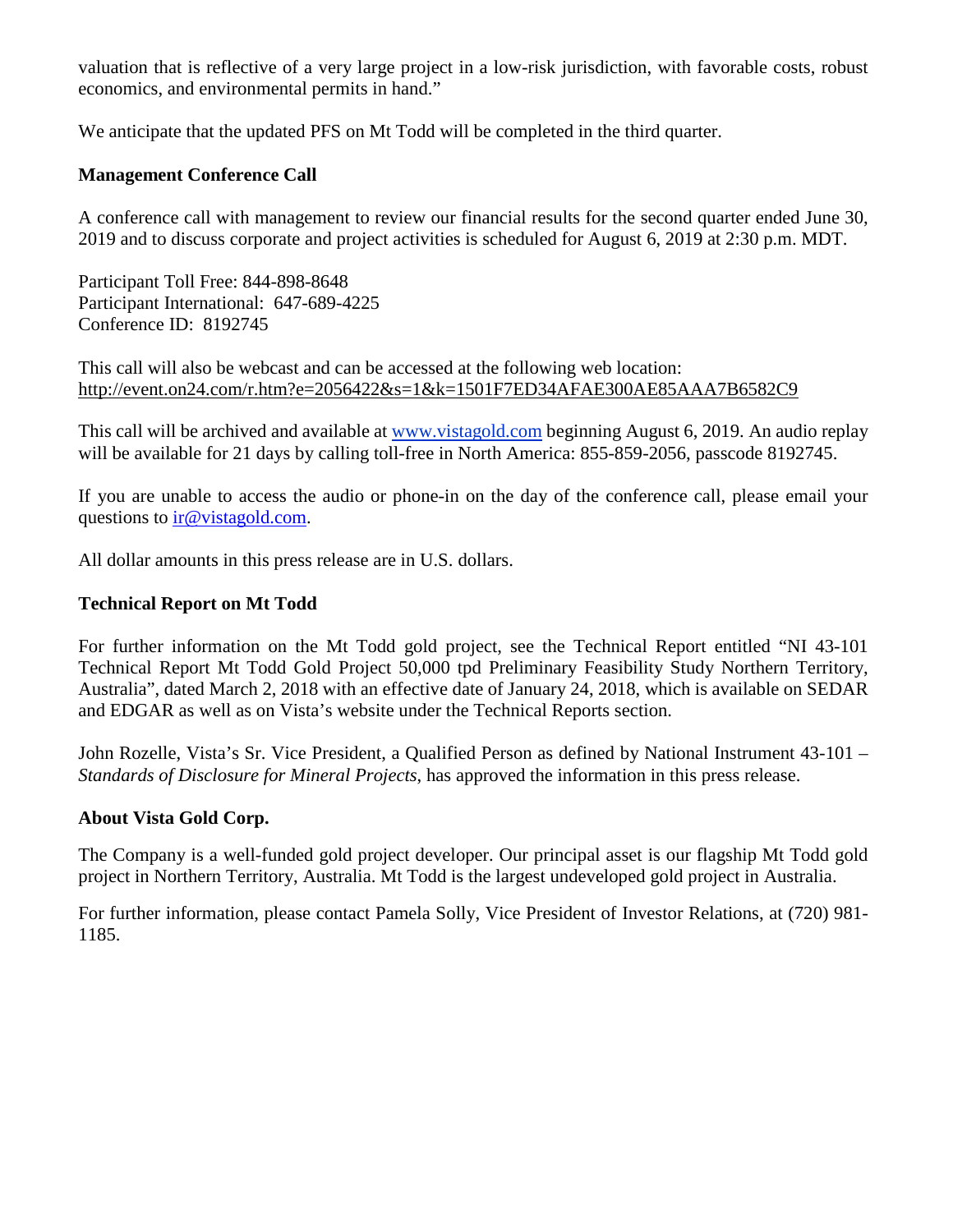valuation that is reflective of a very large project in a low-risk jurisdiction, with favorable costs, robust economics, and environmental permits in hand."

We anticipate that the updated PFS on Mt Todd will be completed in the third quarter.

**Management Conference Call**

A conference call with management to review our financial results for the second quarter ended June 30, 2019 and to discuss corporate and project activities is scheduled for August 6, 2019 at 2:30 p.m. MDT.

Participant Toll Free: 844-898-8648
Participant International: 647-689-4225
Conference ID: 8192745

This call will also be webcast and can be accessed at the following web location:
http://event.on24.com/r.htm?e=2056422&s=1&k=1501F7ED34AFAE300AE85AAA7B6582C9

This call will be archived and available at www.vistagold.com beginning August 6, 2019. An audio replay will be available for 21 days by calling toll-free in North America: 855-859-2056, passcode 8192745.

If you are unable to access the audio or phone-in on the day of the conference call, please email your questions to ir@vistagold.com.

All dollar amounts in this press release are in U.S. dollars.

**Technical Report on Mt Todd**

For further information on the Mt Todd gold project, see the Technical Report entitled "NI 43-101 Technical Report Mt Todd Gold Project 50,000 tpd Preliminary Feasibility Study Northern Territory, Australia", dated March 2, 2018 with an effective date of January 24, 2018, which is available on SEDAR and EDGAR as well as on Vista's website under the Technical Reports section.

John Rozelle, Vista's Sr. Vice President, a Qualified Person as defined by National Instrument 43-101 – *Standards of Disclosure for Mineral Projects*, has approved the information in this press release.

**About Vista Gold Corp.**

The Company is a well-funded gold project developer. Our principal asset is our flagship Mt Todd gold project in Northern Territory, Australia. Mt Todd is the largest undeveloped gold project in Australia.

For further information, please contact Pamela Solly, Vice President of Investor Relations, at (720) 981-1185.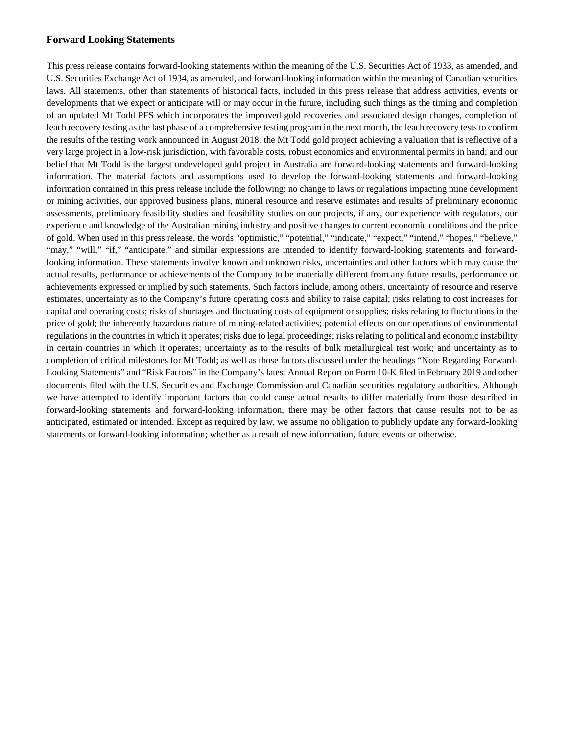**Forward Looking Statements**

This press release contains forward-looking statements within the meaning of the U.S. Securities Act of 1933, as amended, and U.S. Securities Exchange Act of 1934, as amended, and forward-looking information within the meaning of Canadian securities laws. All statements, other than statements of historical facts, included in this press release that address activities, events or developments that we expect or anticipate will or may occur in the future, including such things as the timing and completion of an updated Mt Todd PFS which incorporates the improved gold recoveries and associated design changes, completion of leach recovery testing as the last phase of a comprehensive testing program in the next month, the leach recovery tests to confirm the results of the testing work announced in August 2018; the Mt Todd gold project achieving a valuation that is reflective of a very large project in a low-risk jurisdiction, with favorable costs, robust economics and environmental permits in hand; and our belief that Mt Todd is the largest undeveloped gold project in Australia are forward-looking statements and forward-looking information. The material factors and assumptions used to develop the forward-looking statements and forward-looking information contained in this press release include the following: no change to laws or regulations impacting mine development or mining activities, our approved business plans, mineral resource and reserve estimates and results of preliminary economic assessments, preliminary feasibility studies and feasibility studies on our projects, if any, our experience with regulators, our experience and knowledge of the Australian mining industry and positive changes to current economic conditions and the price of gold. When used in this press release, the words "optimistic," "potential," "indicate," "expect," "intend," "hopes," "believe," "may," "will," "if," "anticipate," and similar expressions are intended to identify forward-looking statements and forward-looking information. These statements involve known and unknown risks, uncertainties and other factors which may cause the actual results, performance or achievements of the Company to be materially different from any future results, performance or achievements expressed or implied by such statements. Such factors include, among others, uncertainty of resource and reserve estimates, uncertainty as to the Company's future operating costs and ability to raise capital; risks relating to cost increases for capital and operating costs; risks of shortages and fluctuating costs of equipment or supplies; risks relating to fluctuations in the price of gold; the inherently hazardous nature of mining-related activities; potential effects on our operations of environmental regulations in the countries in which it operates; risks due to legal proceedings; risks relating to political and economic instability in certain countries in which it operates; uncertainty as to the results of bulk metallurgical test work; and uncertainty as to completion of critical milestones for Mt Todd; as well as those factors discussed under the headings "Note Regarding Forward-Looking Statements" and "Risk Factors" in the Company's latest Annual Report on Form 10-K filed in February 2019 and other documents filed with the U.S. Securities and Exchange Commission and Canadian securities regulatory authorities. Although we have attempted to identify important factors that could cause actual results to differ materially from those described in forward-looking statements and forward-looking information, there may be other factors that cause results not to be as anticipated, estimated or intended. Except as required by law, we assume no obligation to publicly update any forward-looking statements or forward-looking information; whether as a result of new information, future events or otherwise.